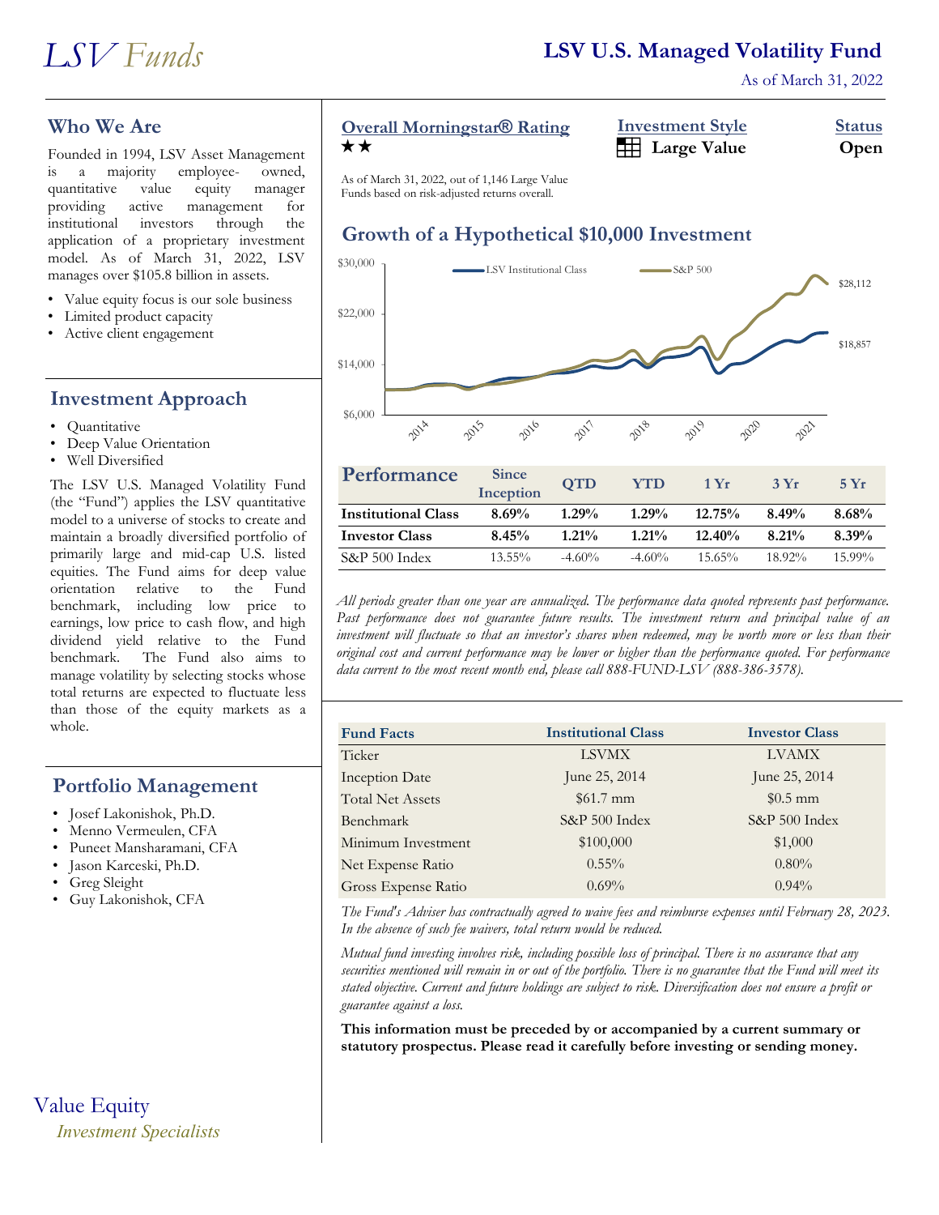# LSV Funds

## LSV U.S. Managed Volatility Fund

As of March 31, 2022

## Who We Are

Founded in 1994, LSV Asset Management is a majority employee- owned, quantitative value equity manager providing active management for institutional investors through the application of a proprietary investment model. As of March 31, 2022, LSV manages over $105.8 billion in assets.

- Value equity focus is our sole business
- Limited product capacity
- Active client engagement

## Investment Approach

- Quantitative
- Deep Value Orientation
- Well Diversified

The LSV U.S. Managed Volatility Fund (the "Fund") applies the LSV quantitative model to a universe of stocks to create and maintain a broadly diversified portfolio of primarily large and mid-cap U.S. listed equities. The Fund aims for deep value orientation relative to the Fund benchmark, including low price to earnings, low price to cash flow, and high dividend yield relative to the Fund benchmark. The Fund also aims to manage volatility by selecting stocks whose total returns are expected to fluctuate less than those of the equity markets as a whole.

## Portfolio Management

- Josef Lakonishok, Ph.D.
- Menno Vermeulen, CFA
- Puneet Mansharamani, CFA
- Jason Karceski, Ph.D.
- Greg Sleight
- Guy Lakonishok, CFA

**Overall Morningstar® Rating**
★★

As of March 31, 2022, out of 1,146 Large Value Funds based on risk-adjusted returns overall.

**Investment Style**
Large Value

**Status**
Open

## Growth of a Hypothetical $10,000 Investment

LSV Institutional Class: $18,857
S&P 500: $28,112

## Performance

| | Since Inception | QTD | YTD | 1 Yr | 3 Yr | 5 Yr |
|---|---|---|---|---|---|---|
| **Institutional Class** | **8.69%** | **1.29%** | **1.29%** | **12.75%** | **8.49%** | **8.68%** |
| **Investor Class** | **8.45%** | **1.21%** | **1.21%** | **12.40%** | **8.21%** | **8.39%** |
| S&P 500 Index | 13.55% | -4.60% | -4.60% | 15.65% | 18.92% | 15.99% |

*All periods greater than one year are annualized. The performance data quoted represents past performance. Past performance does not guarantee future results. The investment return and principal value of an investment will fluctuate so that an investor's shares when redeemed, may be worth more or less than their original cost and current performance may be lower or higher than the performance quoted. For performance data current to the most recent month end, please call 888-FUND-LSV (888-386-3578).*

| Fund Facts | Institutional Class | Investor Class |
|---|---|---|
| Ticker | LSVMX | LVAMX |
| Inception Date | June 25, 2014 | June 25, 2014 |
| Total Net Assets | $61.7 mm | $0.5 mm |
| Benchmark | S&P 500 Index | S&P 500 Index |
| Minimum Investment | $100,000 | $1,000 |
| Net Expense Ratio | 0.55% | 0.80% |
| Gross Expense Ratio | 0.69% | 0.94% |

*The Fund's Adviser has contractually agreed to waive fees and reimburse expenses until February 28, 2023. In the absence of such fee waivers, total return would be reduced.*

*Mutual fund investing involves risk, including possible loss of principal. There is no assurance that any securities mentioned will remain in or out of the portfolio. There is no guarantee that the Fund will meet its stated objective. Current and future holdings are subject to risk. Diversification does not ensure a profit or guarantee against a loss.*

**This information must be preceded by or accompanied by a current summary or statutory prospectus. Please read it carefully before investing or sending money.**

Value Equity
*Investment Specialists*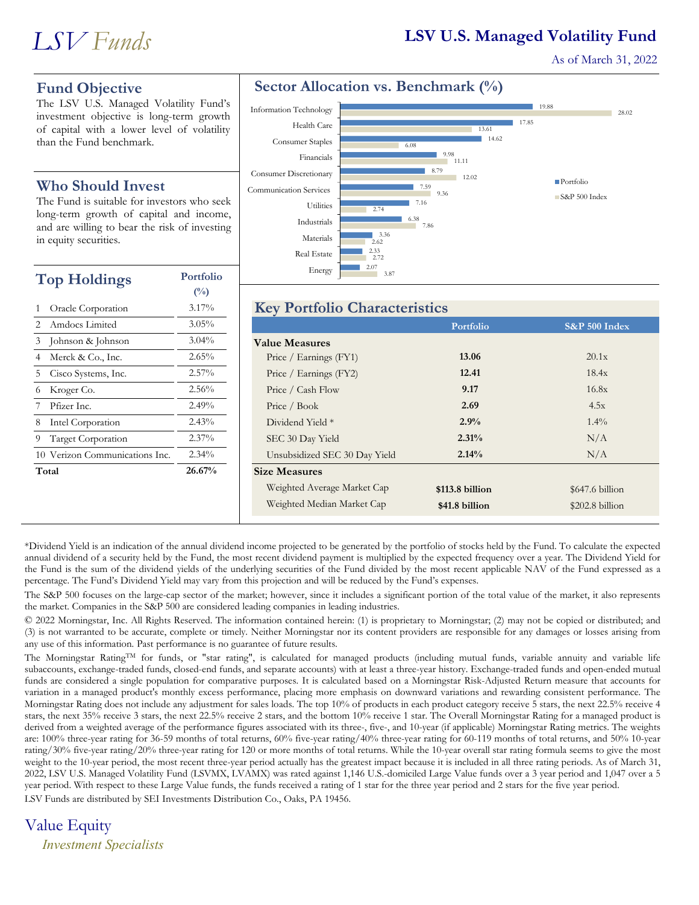# LSV Funds

## LSV U.S. Managed Volatility Fund

As of March 31, 2022

### Fund Objective

The LSV U.S. Managed Volatility Fund's investment objective is long-term growth of capital with a lower level of volatility than the Fund benchmark.

### Who Should Invest

The Fund is suitable for investors who seek long-term growth of capital and income, and are willing to bear the risk of investing in equity securities.

### Top Holdings

| | | Portfolio (%) |
|---|---|---|
| 1 | Oracle Corporation | 3.17% |
| 2 | Amdocs Limited | 3.05% |
| 3 | Johnson & Johnson | 3.04% |
| 4 | Merck & Co., Inc. | 2.65% |
| 5 | Cisco Systems, Inc. | 2.57% |
| 6 | Kroger Co. | 2.56% |
| 7 | Pfizer Inc. | 2.49% |
| 8 | Intel Corporation | 2.43% |
| 9 | Target Corporation | 2.37% |
| 10 | Verizon Communications Inc. | 2.34% |
| **Total** | | **26.67%** |

### Sector Allocation vs. Benchmark (%)

Portfolio
S&P 500 Index

Information Technology 19.88 28.02
Health Care 17.85 13.61
Consumer Staples 14.62 6.08
Financials 9.98 11.11
Consumer Discretionary 8.79 12.02
Communication Services 7.59 9.36
Utilities 7.16 2.74
Industrials 6.38 7.86
Materials 3.36 2.62
Real Estate 2.33 2.72
Energy 2.07 3.87

### Key Portfolio Characteristics

| | Portfolio | S&P 500 Index |
|---|---|---|
| **Value Measures** | | |
| Price / Earnings (FY1) | **13.06** | 20.1x |
| Price / Earnings (FY2) | **12.41** | 18.4x |
| Price / Cash Flow | **9.17** | 16.8x |
| Price / Book | **2.69** | 4.5x |
| Dividend Yield * | **2.9%** | 1.4% |
| SEC 30 Day Yield | **2.31%** | N/A |
| Unsubsidized SEC 30 Day Yield | **2.14%** | N/A |
| **Size Measures** | | |
| Weighted Average Market Cap | **$113.8 billion** | $647.6 billion |
| Weighted Median Market Cap | **$41.8 billion** | $202.8 billion |

*Dividend Yield is an indication of the annual dividend income projected to be generated by the portfolio of stocks held by the Fund. To calculate the expected annual dividend of a security held by the Fund, the most recent dividend payment is multiplied by the expected frequency over a year. The Dividend Yield for the Fund is the sum of the dividend yields of the underlying securities of the Fund divided by the most recent applicable NAV of the Fund expressed as a percentage. The Fund's Dividend Yield may vary from this projection and will be reduced by the Fund's expenses.

The S&P 500 focuses on the large-cap sector of the market; however, since it includes a significant portion of the total value of the market, it also represents the market. Companies in the S&P 500 are considered leading companies in leading industries.

© 2022 Morningstar, Inc. All Rights Reserved. The information contained herein: (1) is proprietary to Morningstar; (2) may not be copied or distributed; and (3) is not warranted to be accurate, complete or timely. Neither Morningstar nor its content providers are responsible for any damages or losses arising from any use of this information. Past performance is no guarantee of future results.

The Morningstar Rating™ for funds, or "star rating", is calculated for managed products (including mutual funds, variable annuity and variable life subaccounts, exchange-traded funds, closed-end funds, and separate accounts) with at least a three-year history. Exchange-traded funds and open-ended mutual funds are considered a single population for comparative purposes. It is calculated based on a Morningstar Risk-Adjusted Return measure that accounts for variation in a managed product's monthly excess performance, placing more emphasis on downward variations and rewarding consistent performance. The Morningstar Rating does not include any adjustment for sales loads. The top 10% of products in each product category receive 5 stars, the next 22.5% receive 4 stars, the next 35% receive 3 stars, the next 22.5% receive 2 stars, and the bottom 10% receive 1 star. The Overall Morningstar Rating for a managed product is derived from a weighted average of the performance figures associated with its three-, five-, and 10-year (if applicable) Morningstar Rating metrics. The weights are: 100% three-year rating for 36-59 months of total returns, 60% five-year rating/40% three-year rating for 60-119 months of total returns, and 50% 10-year rating/30% five-year rating/20% three-year rating for 120 or more months of total returns. While the 10-year overall star rating formula seems to give the most weight to the 10-year period, the most recent three-year period actually has the greatest impact because it is included in all three rating periods. As of March 31, 2022, LSV U.S. Managed Volatility Fund (LSVMX, LVAMX) was rated against 1,146 U.S.-domiciled Large Value funds over a 3 year period and 1,047 over a 5 year period. With respect to these Large Value funds, the funds received a rating of 1 star for the three year period and 2 stars for the five year period.

LSV Funds are distributed by SEI Investments Distribution Co., Oaks, PA 19456.

Value Equity

*Investment Specialists*